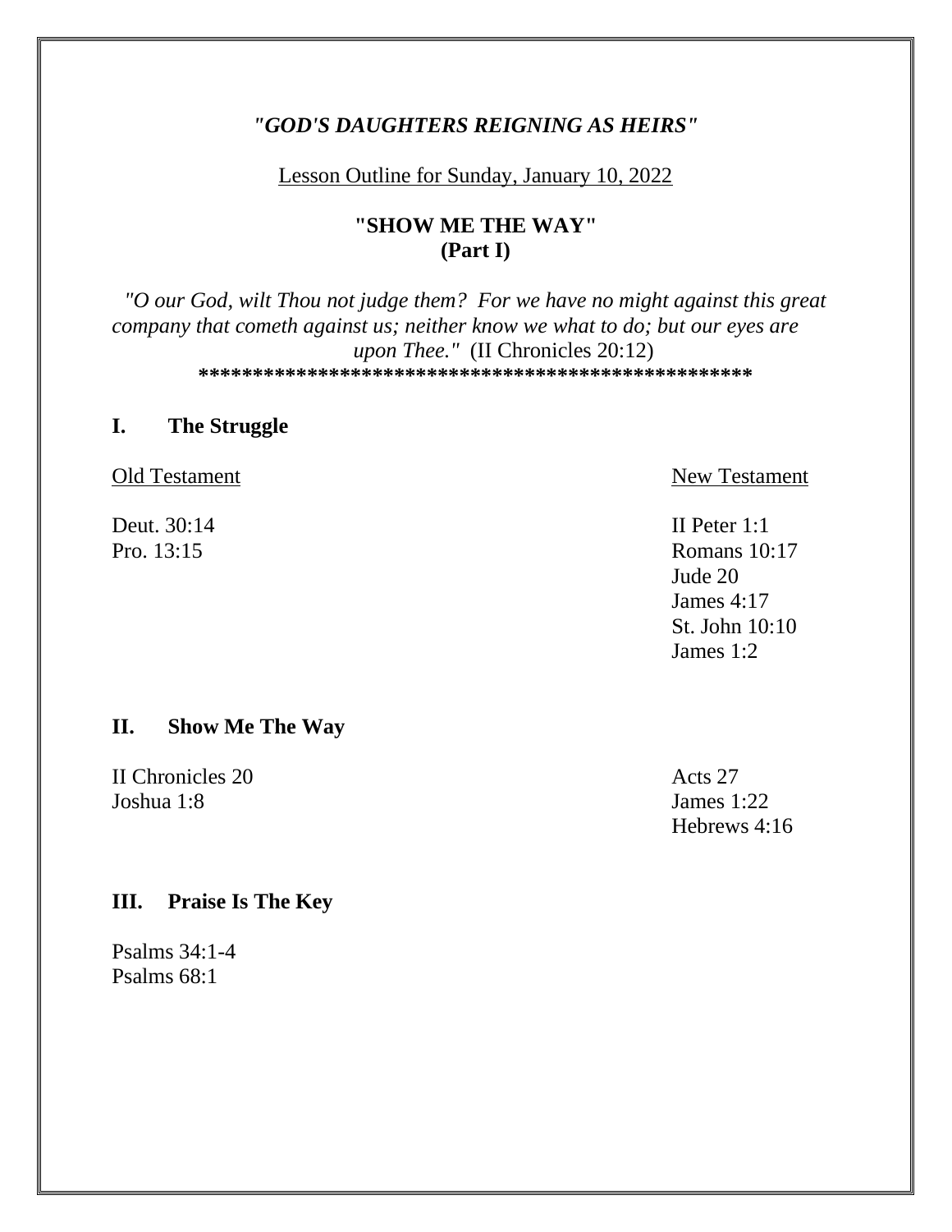# *"GOD'S DAUGHTERS REIGNING AS HEIRS"*

Lesson Outline for Sunday, January 10, 2022

## "SHOW ME THE WAY"
## (Part I)

*"O our God, wilt Thou not judge them? For we have no might against this great company that cometh against us; neither know we what to do; but our eyes are upon Thee."* (II Chronicles 20:12)

**************************************************

## I. The Struggle

| Old Testament | New Testament |
|---|---|
| Deut. 30:14 | II Peter 1:1 |
| Pro. 13:15 | Romans 10:17 |
| | Jude 20 |
| | James 4:17 |
| | St. John 10:10 |
| | James 1:2 |

## II. Show Me The Way

| | |
|---|---|
| II Chronicles 20 | Acts 27 |
| Joshua 1:8 | James 1:22 |
| | Hebrews 4:16 |

## III. Praise Is The Key

Psalms 34:1-4
Psalms 68:1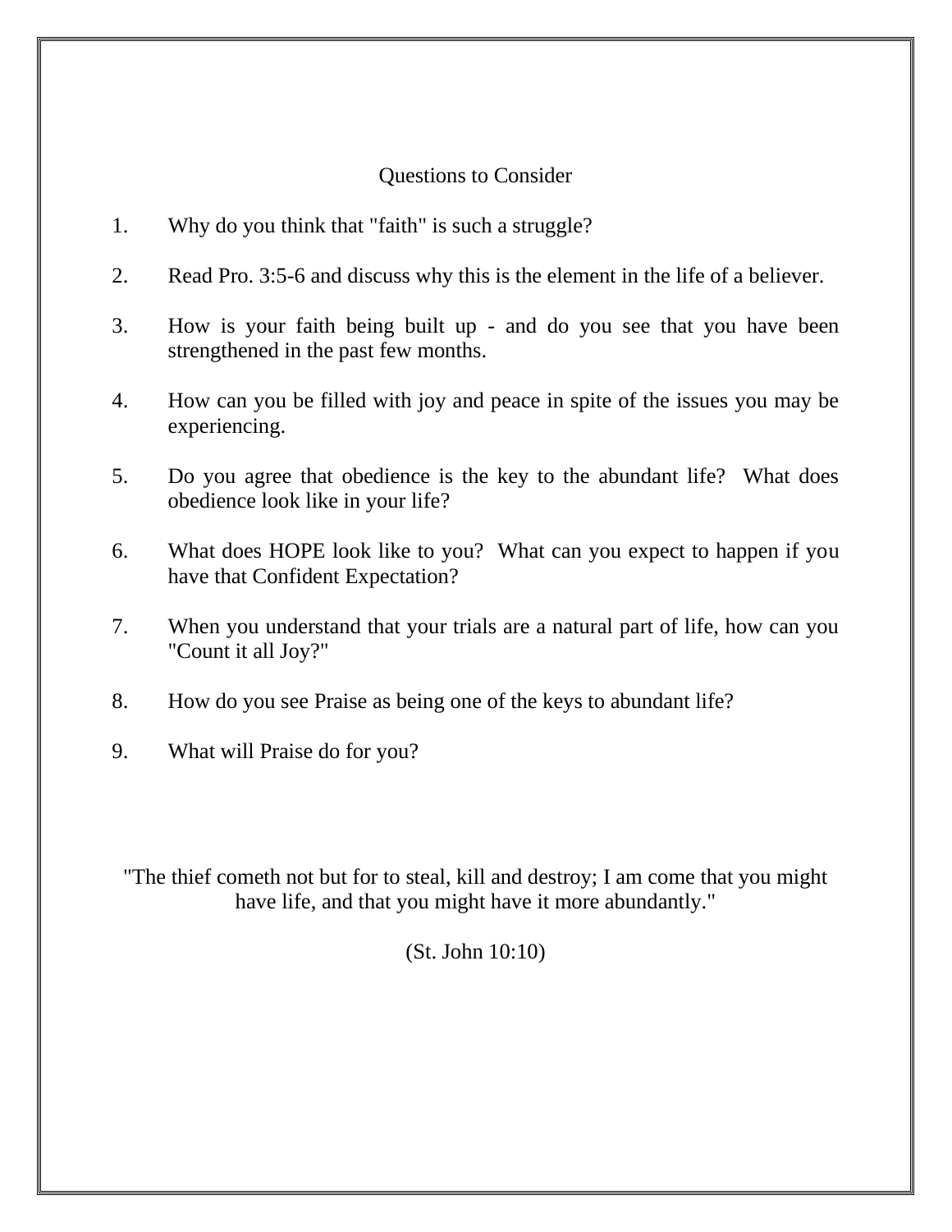## Questions to Consider

1. Why do you think that "faith" is such a struggle?

2. Read Pro. 3:5-6 and discuss why this is the element in the life of a believer.

3. How is your faith being built up - and do you see that you have been strengthened in the past few months.

4. How can you be filled with joy and peace in spite of the issues you may be experiencing.

5. Do you agree that obedience is the key to the abundant life? What does obedience look like in your life?

6. What does HOPE look like to you? What can you expect to happen if you have that Confident Expectation?

7. When you understand that your trials are a natural part of life, how can you "Count it all Joy?"

8. How do you see Praise as being one of the keys to abundant life?

9. What will Praise do for you?

"The thief cometh not but for to steal, kill and destroy; I am come that you might have life, and that you might have it more abundantly."

(St. John 10:10)